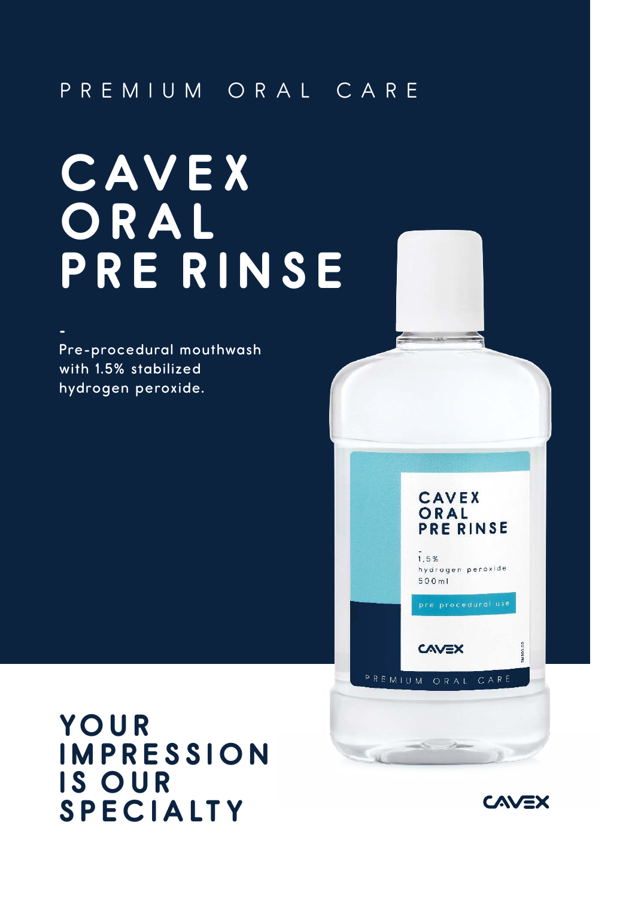PREMIUM ORAL CARE

# CAVEX ORAL PRE RINSE

-

Pre-procedural mouthwash with 1.5% stabilized hydrogen peroxide.

## YOUR IMPRESSION IS OUR SPECIALTY

CAVEX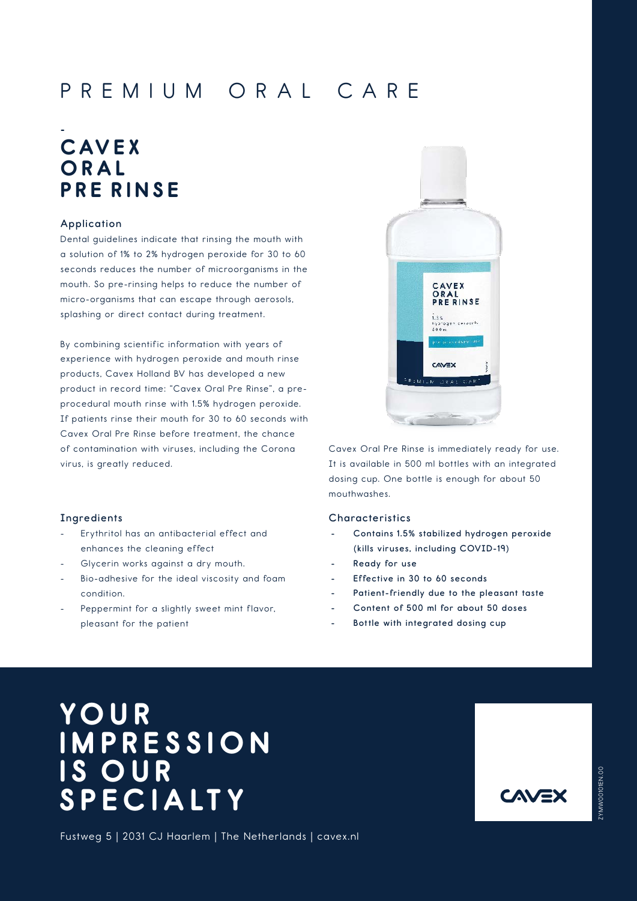# PREMIUM ORAL CARE

## CAVEX ORAL PRE RINSE

### Application

Dental guidelines indicate that rinsing the mouth with a solution of 1% to 2% hydrogen peroxide for 30 to 60 seconds reduces the number of microorganisms in the mouth. So pre-rinsing helps to reduce the number of micro-organisms that can escape through aerosols, splashing or direct contact during treatment.

By combining scientific information with years of experience with hydrogen peroxide and mouth rinse products, Cavex Holland BV has developed a new product in record time: "Cavex Oral Pre Rinse", a pre-procedural mouth rinse with 1.5% hydrogen peroxide. If patients rinse their mouth for 30 to 60 seconds with Cavex Oral Pre Rinse before treatment, the chance of contamination with viruses, including the Corona virus, is greatly reduced.

Cavex Oral Pre Rinse is immediately ready for use. It is available in 500 ml bottles with an integrated dosing cup. One bottle is enough for about 50 mouthwashes.

### Ingredients

- Erythritol has an antibacterial effect and enhances the cleaning effect
- Glycerin works against a dry mouth.
- Bio-adhesive for the ideal viscosity and foam condition.
- Peppermint for a slightly sweet mint flavor, pleasant for the patient

### Characteristics

- **Contains 1.5% stabilized hydrogen peroxide (kills viruses, including COVID-19)**
- **Ready for use**
- **Effective in 30 to 60 seconds**
- **Patient-friendly due to the pleasant taste**
- **Content of 500 ml for about 50 doses**
- **Bottle with integrated dosing cup**

## YOUR IMPRESSION IS OUR SPECIALTY

CAVEX

Fustweg 5 | 2031 CJ Haarlem | The Netherlands | cavex.nl

ZYMW0010IEN.00